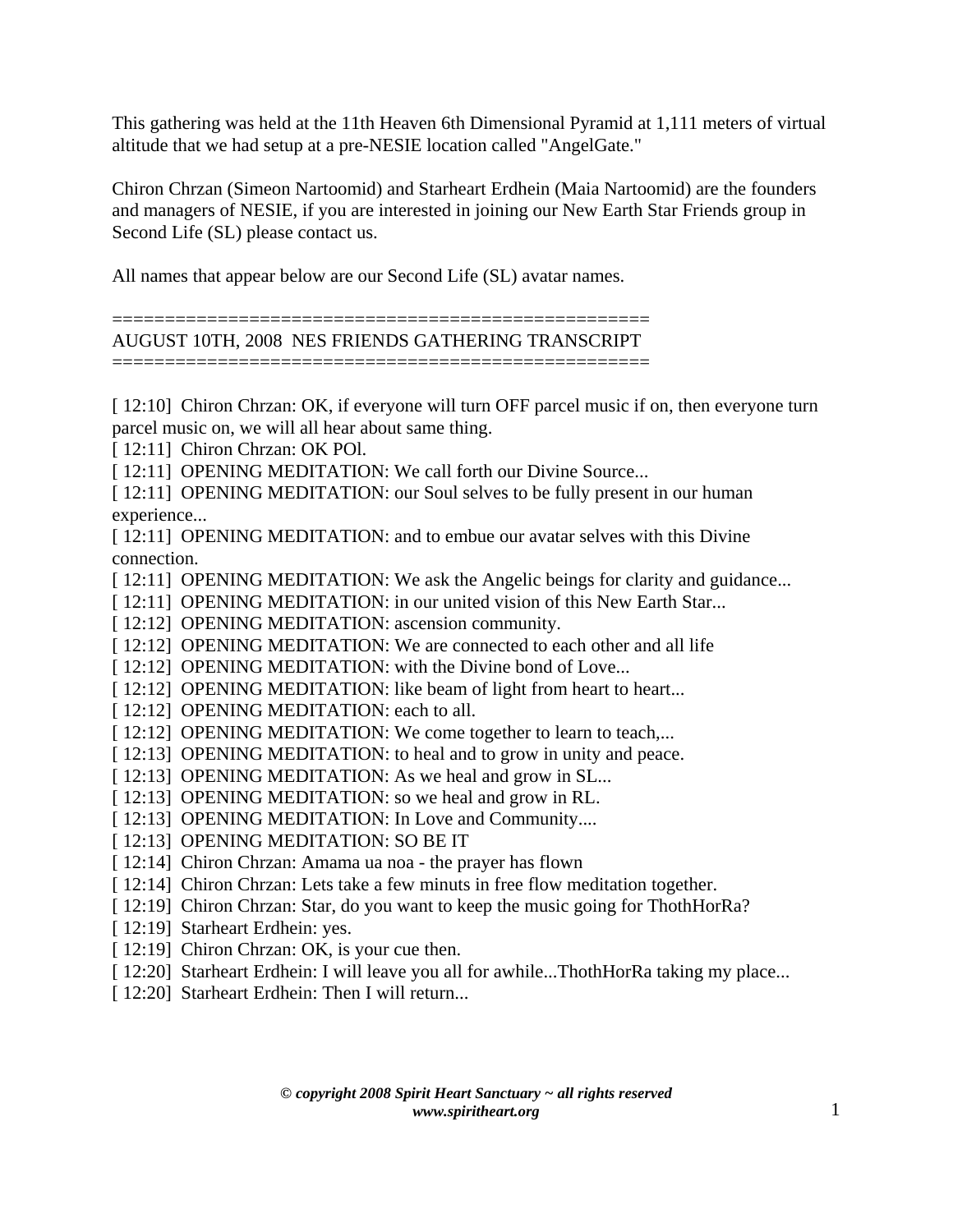This gathering was held at the 11th Heaven 6th Dimensional Pyramid at 1,111 meters of virtual altitude that we had setup at a pre-NESIE location called "AngelGate."

Chiron Chrzan (Simeon Nartoomid) and Starheart Erdhein (Maia Nartoomid) are the founders and managers of NESIE, if you are interested in joining our New Earth Star Friends group in Second Life (SL) please contact us.

All names that appear below are our Second Life (SL) avatar names.

====================================================

AUGUST 10TH, 2008 NES FRIENDS GATHERING TRANSCRIPT

====================================================

[ 12:10] Chiron Chrzan: OK, if everyone will turn OFF parcel music if on, then everyone turn parcel music on, we will all hear about same thing.
[ 12:11] Chiron Chrzan: OK POl.
[ 12:11] OPENING MEDITATION: We call forth our Divine Source...
[ 12:11] OPENING MEDITATION: our Soul selves to be fully present in our human experience...
[ 12:11] OPENING MEDITATION: and to embue our avatar selves with this Divine connection.
[ 12:11] OPENING MEDITATION: We ask the Angelic beings for clarity and guidance...
[ 12:11] OPENING MEDITATION: in our united vision of this New Earth Star...
[ 12:12] OPENING MEDITATION: ascension community.
[ 12:12] OPENING MEDITATION: We are connected to each other and all life
[ 12:12] OPENING MEDITATION: with the Divine bond of Love...
[ 12:12] OPENING MEDITATION: like beam of light from heart to heart...
[ 12:12] OPENING MEDITATION: each to all.
[ 12:12] OPENING MEDITATION: We come together to learn to teach,...
[ 12:13] OPENING MEDITATION: to heal and to grow in unity and peace.
[ 12:13] OPENING MEDITATION: As we heal and grow in SL...
[ 12:13] OPENING MEDITATION: so we heal and grow in RL.
[ 12:13] OPENING MEDITATION: In Love and Community....
[ 12:13] OPENING MEDITATION: SO BE IT
[ 12:14] Chiron Chrzan: Amama ua noa - the prayer has flown
[ 12:14] Chiron Chrzan: Lets take a few minuts in free flow meditation together.
[ 12:19] Chiron Chrzan: Star, do you want to keep the music going for ThothHorRa?
[ 12:19] Starheart Erdhein: yes.
[ 12:19] Chiron Chrzan: OK, is your cue then.
[ 12:20] Starheart Erdhein: I will leave you all for awhile...ThothHorRa taking my place...
[ 12:20] Starheart Erdhein: Then I will return...

***© copyright 2008 Spirit Heart Sanctuary ~ all rights reserved***
***www.spiritheart.org***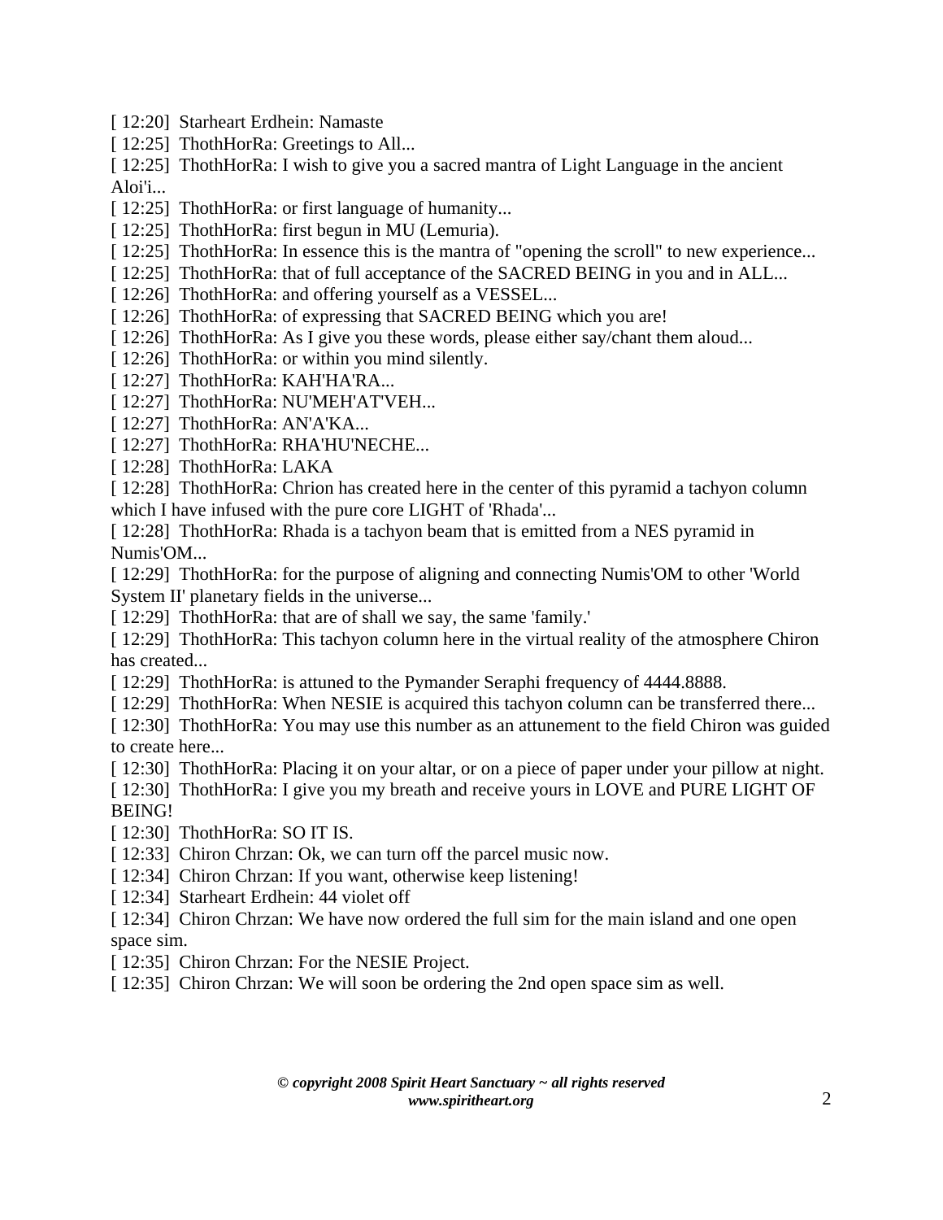[ 12:20]  Starheart Erdhein: Namaste

[ 12:25]  ThothHorRa: Greetings to All...

[ 12:25]  ThothHorRa: I wish to give you a sacred mantra of Light Language in the ancient Aloi'i...

[ 12:25]  ThothHorRa: or first language of humanity...

[ 12:25]  ThothHorRa: first begun in MU (Lemuria).

[ 12:25]  ThothHorRa: In essence this is the mantra of "opening the scroll" to new experience...

[ 12:25]  ThothHorRa: that of full acceptance of the SACRED BEING in you and in ALL...

[ 12:26]  ThothHorRa: and offering yourself as a VESSEL...

[ 12:26]  ThothHorRa: of expressing that SACRED BEING which you are!

[ 12:26]  ThothHorRa: As I give you these words, please either say/chant them aloud...

[ 12:26]  ThothHorRa: or within you mind silently.

[ 12:27]  ThothHorRa: KAH'HA'RA...

[ 12:27]  ThothHorRa: NU'MEH'AT'VEH...

[ 12:27]  ThothHorRa: AN'A'KA...

[ 12:27]  ThothHorRa: RHA'HU'NECHE...

[ 12:28]  ThothHorRa: LAKA

[ 12:28]  ThothHorRa: Chrion has created here in the center of this pyramid a tachyon column which I have infused with the pure core LIGHT of 'Rhada'...

[ 12:28]  ThothHorRa: Rhada is a tachyon beam that is emitted from a NES pyramid in Numis'OM...

[ 12:29]  ThothHorRa: for the purpose of aligning and connecting Numis'OM to other 'World System II' planetary fields in the universe...

[ 12:29]  ThothHorRa: that are of shall we say, the same 'family.'

[ 12:29]  ThothHorRa: This tachyon column here in the virtual reality of the atmosphere Chiron has created...

[ 12:29]  ThothHorRa: is attuned to the Pymander Seraphi frequency of 4444.8888.

[ 12:29]  ThothHorRa: When NESIE is acquired this tachyon column can be transferred there...

[ 12:30]  ThothHorRa: You may use this number as an attunement to the field Chiron was guided to create here...

[ 12:30]  ThothHorRa: Placing it on your altar, or on a piece of paper under your pillow at night.

[ 12:30]  ThothHorRa: I give you my breath and receive yours in LOVE and PURE LIGHT OF BEING!

[ 12:30]  ThothHorRa: SO IT IS.

[ 12:33]  Chiron Chrzan: Ok, we can turn off the parcel music now.

[ 12:34]  Chiron Chrzan: If you want, otherwise keep listening!

[ 12:34]  Starheart Erdhein: 44 violet off

[ 12:34]  Chiron Chrzan: We have now ordered the full sim for the main island and one open space sim.

[ 12:35]  Chiron Chrzan: For the NESIE Project.

[ 12:35]  Chiron Chrzan: We will soon be ordering the 2nd open space sim as well.

***© copyright 2008 Spirit Heart Sanctuary ~ all rights reserved***
***www.spiritheart.org***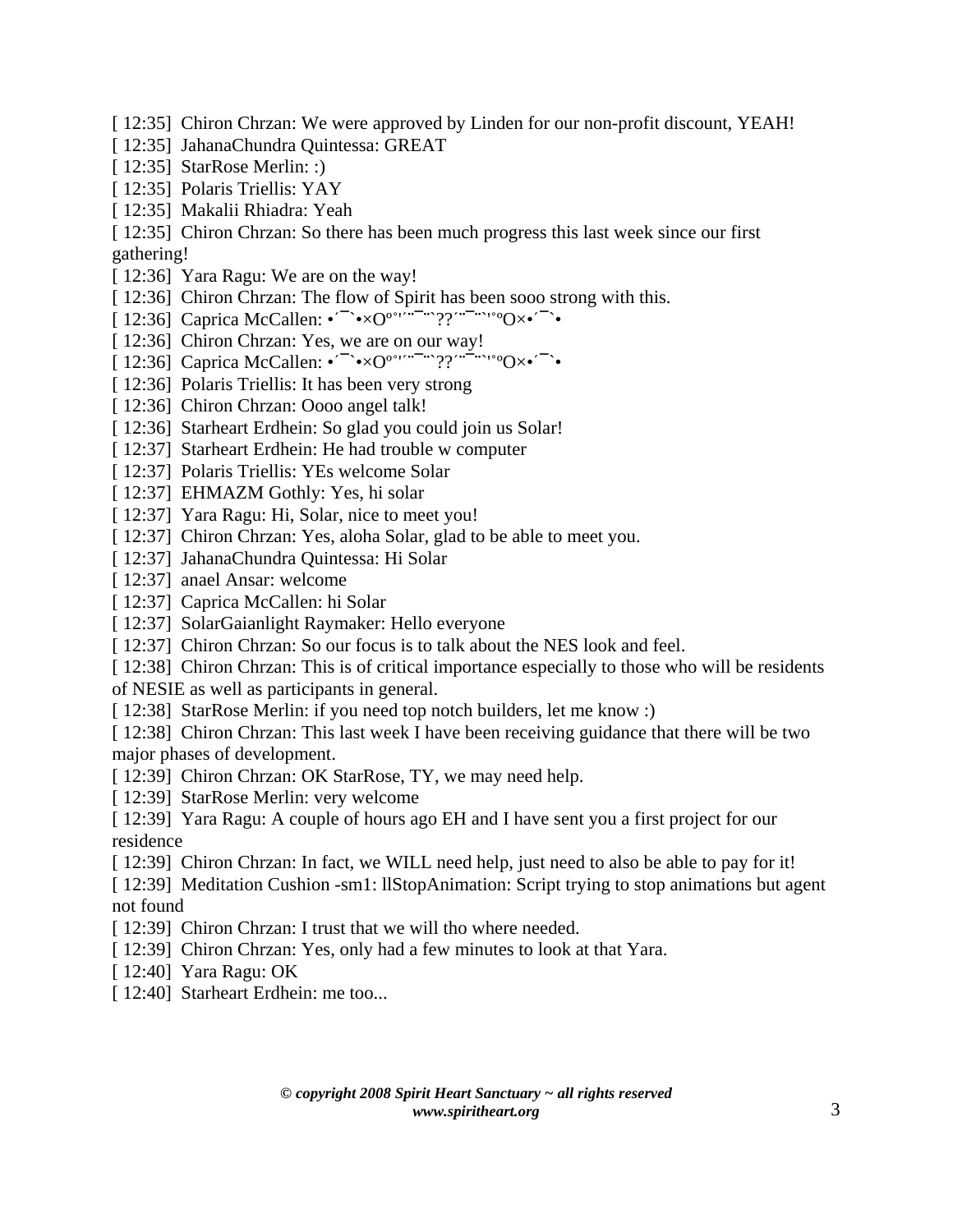[ 12:35] Chiron Chrzan: We were approved by Linden for our non-profit discount, YEAH!
[ 12:35] JahanaChundra Quintessa: GREAT
[ 12:35] StarRose Merlin: :)
[ 12:35] Polaris Triellis: YAY
[ 12:35] Makalii Rhiadra: Yeah
[ 12:35] Chiron Chrzan: So there has been much progress this last week since our first gathering!
[ 12:36] Yara Ragu: We are on the way!
[ 12:36] Chiron Chrzan: The flow of Spirit has been sooo strong with this.
[ 12:36] Caprica McCallen: •´¯`•×Oº°'´¨¯¨`??´¨¯¨`'°ºO×•´¯`•
[ 12:36] Chiron Chrzan: Yes, we are on our way!
[ 12:36] Caprica McCallen: •´¯`•×Oº°'´¨¯¨`??´¨¯¨`'°ºO×•´¯`•
[ 12:36] Polaris Triellis: It has been very strong
[ 12:36] Chiron Chrzan: Oooo angel talk!
[ 12:36] Starheart Erdhein: So glad you could join us Solar!
[ 12:37] Starheart Erdhein: He had trouble w computer
[ 12:37] Polaris Triellis: YEs welcome Solar
[ 12:37] EHMAZM Gothly: Yes, hi solar
[ 12:37] Yara Ragu: Hi, Solar, nice to meet you!
[ 12:37] Chiron Chrzan: Yes, aloha Solar, glad to be able to meet you.
[ 12:37] JahanaChundra Quintessa: Hi Solar
[ 12:37] anael Ansar: welcome
[ 12:37] Caprica McCallen: hi Solar
[ 12:37] SolarGaianlight Raymaker: Hello everyone
[ 12:37] Chiron Chrzan: So our focus is to talk about the NES look and feel.
[ 12:38] Chiron Chrzan: This is of critical importance especially to those who will be residents of NESIE as well as participants in general.
[ 12:38] StarRose Merlin: if you need top notch builders, let me know :)
[ 12:38] Chiron Chrzan: This last week I have been receiving guidance that there will be two major phases of development.
[ 12:39] Chiron Chrzan: OK StarRose, TY, we may need help.
[ 12:39] StarRose Merlin: very welcome
[ 12:39] Yara Ragu: A couple of hours ago EH and I have sent you a first project for our residence
[ 12:39] Chiron Chrzan: In fact, we WILL need help, just need to also be able to pay for it!
[ 12:39] Meditation Cushion -sm1: llStopAnimation: Script trying to stop animations but agent not found
[ 12:39] Chiron Chrzan: I trust that we will tho where needed.
[ 12:39] Chiron Chrzan: Yes, only had a few minutes to look at that Yara.
[ 12:40] Yara Ragu: OK
[ 12:40] Starheart Erdhein: me too...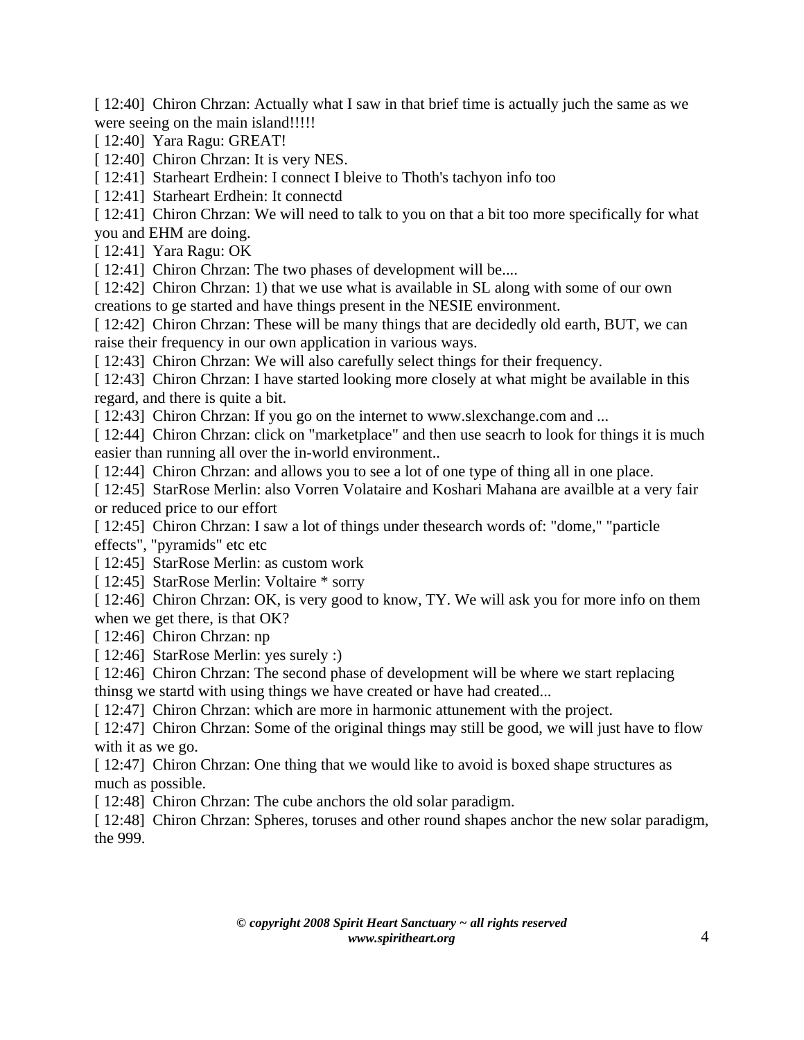[ 12:40]  Chiron Chrzan: Actually what I saw in that brief time is actually juch the same as we were seeing on the main island!!!!!

[ 12:40]  Yara Ragu: GREAT!

[ 12:40]  Chiron Chrzan: It is very NES.

[ 12:41]  Starheart Erdhein: I connect I bleive to Thoth's tachyon info too

[ 12:41]  Starheart Erdhein: It connectd

[ 12:41]  Chiron Chrzan: We will need to talk to you on that a bit too more specifically for what you and EHM are doing.

[ 12:41]  Yara Ragu: OK

[ 12:41]  Chiron Chrzan: The two phases of development will be....

[ 12:42]  Chiron Chrzan: 1) that we use what is available in SL along with some of our own creations to ge started and have things present in the NESIE environment.

[ 12:42]  Chiron Chrzan: These will be many things that are decidedly old earth, BUT, we can raise their frequency in our own application in various ways.

[ 12:43]  Chiron Chrzan: We will also carefully select things for their frequency.

[ 12:43]  Chiron Chrzan: I have started looking more closely at what might be available in this regard, and there is quite a bit.

[ 12:43]  Chiron Chrzan: If you go on the internet to www.slexchange.com and ...

[ 12:44]  Chiron Chrzan: click on "marketplace" and then use seacrh to look for things it is much easier than running all over the in-world environment..

[ 12:44]  Chiron Chrzan: and allows you to see a lot of one type of thing all in one place.

[ 12:45]  StarRose Merlin: also Vorren Volataire and Koshari Mahana are availble at a very fair or reduced price to our effort

[ 12:45]  Chiron Chrzan: I saw a lot of things under thesearch words of: "dome," "particle effects", "pyramids" etc etc

[ 12:45]  StarRose Merlin: as custom work

[ 12:45]  StarRose Merlin: Voltaire * sorry

[ 12:46]  Chiron Chrzan: OK, is very good to know, TY. We will ask you for more info on them when we get there, is that OK?

[ 12:46]  Chiron Chrzan: np

[ 12:46]  StarRose Merlin: yes surely :)

[ 12:46]  Chiron Chrzan: The second phase of development will be where we start replacing thinsg we startd with using things we have created or have had created...

[ 12:47]  Chiron Chrzan: which are more in harmonic attunement with the project.

[ 12:47]  Chiron Chrzan: Some of the original things may still be good, we will just have to flow with it as we go.

[ 12:47]  Chiron Chrzan: One thing that we would like to avoid is boxed shape structures as much as possible.

[ 12:48]  Chiron Chrzan: The cube anchors the old solar paradigm.

[ 12:48]  Chiron Chrzan: Spheres, toruses and other round shapes anchor the new solar paradigm, the 999.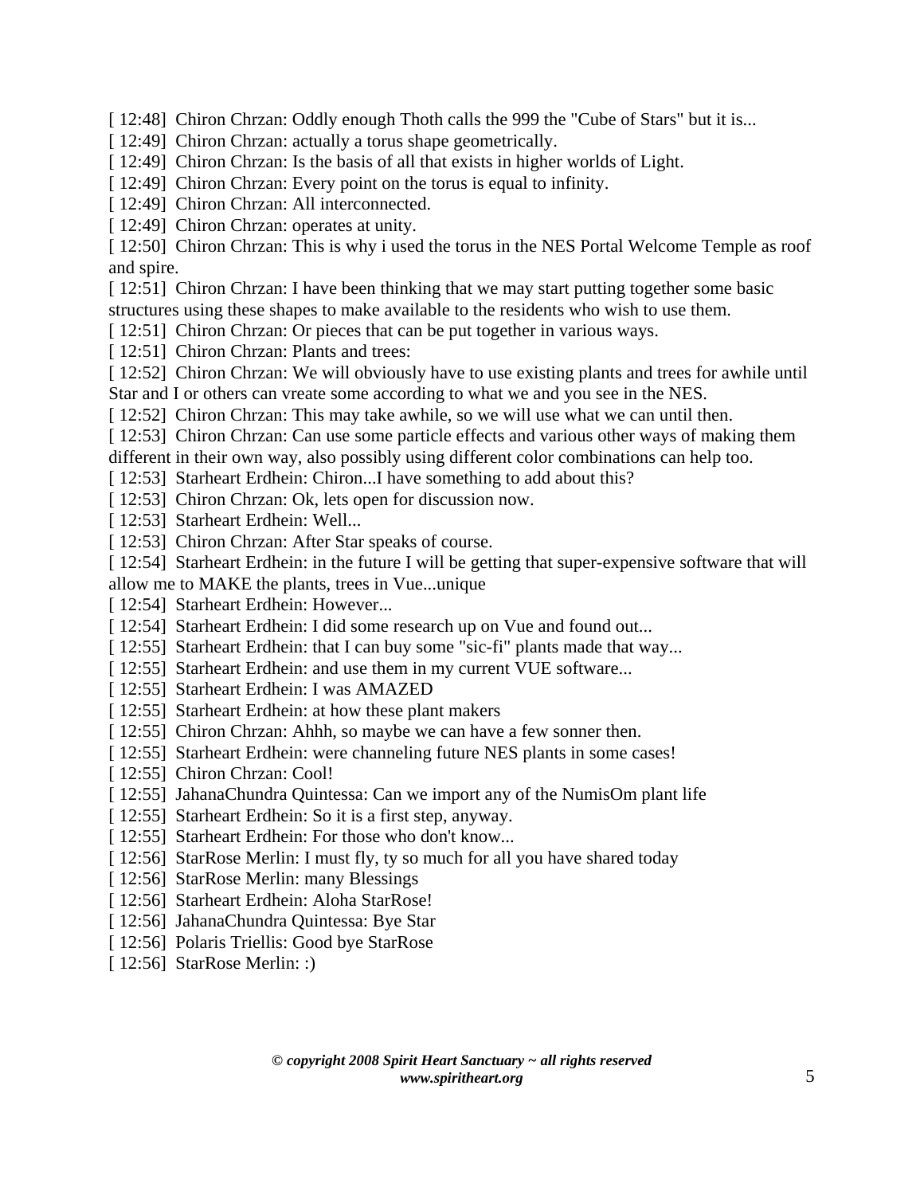[ 12:48]  Chiron Chrzan: Oddly enough Thoth calls the 999 the "Cube of Stars" but it is...
[ 12:49]  Chiron Chrzan: actually a torus shape geometrically.
[ 12:49]  Chiron Chrzan: Is the basis of all that exists in higher worlds of Light.
[ 12:49]  Chiron Chrzan: Every point on the torus is equal to infinity.
[ 12:49]  Chiron Chrzan: All interconnected.
[ 12:49]  Chiron Chrzan: operates at unity.
[ 12:50]  Chiron Chrzan: This is why i used the torus in the NES Portal Welcome Temple as roof and spire.
[ 12:51]  Chiron Chrzan: I have been thinking that we may start putting together some basic structures using these shapes to make available to the residents who wish to use them.
[ 12:51]  Chiron Chrzan: Or pieces that can be put together in various ways.
[ 12:51]  Chiron Chrzan: Plants and trees:
[ 12:52]  Chiron Chrzan: We will obviously have to use existing plants and trees for awhile until Star and I or others can vreate some according to what we and you see in the NES.
[ 12:52]  Chiron Chrzan: This may take awhile, so we will use what we can until then.
[ 12:53]  Chiron Chrzan: Can use some particle effects and various other ways of making them different in their own way, also possibly using different color combinations can help too.
[ 12:53]  Starheart Erdhein: Chiron...I have something to add about this?
[ 12:53]  Chiron Chrzan: Ok, lets open for discussion now.
[ 12:53]  Starheart Erdhein: Well...
[ 12:53]  Chiron Chrzan: After Star speaks of course.
[ 12:54]  Starheart Erdhein: in the future I will be getting that super-expensive software that will allow me to MAKE the plants, trees in Vue...unique
[ 12:54]  Starheart Erdhein: However...
[ 12:54]  Starheart Erdhein: I did some research up on Vue and found out...
[ 12:55]  Starheart Erdhein: that I can buy some "sic-fi" plants made that way...
[ 12:55]  Starheart Erdhein: and use them in my current VUE software...
[ 12:55]  Starheart Erdhein: I was AMAZED
[ 12:55]  Starheart Erdhein: at how these plant makers
[ 12:55]  Chiron Chrzan: Ahhh, so maybe we can have a few sonner then.
[ 12:55]  Starheart Erdhein: were channeling future NES plants in some cases!
[ 12:55]  Chiron Chrzan: Cool!
[ 12:55]  JahanaChundra Quintessa: Can we import any of the NumisOm plant life
[ 12:55]  Starheart Erdhein: So it is a first step, anyway.
[ 12:55]  Starheart Erdhein: For those who don't know...
[ 12:56]  StarRose Merlin: I must fly, ty so much for all you have shared today
[ 12:56]  StarRose Merlin: many Blessings
[ 12:56]  Starheart Erdhein: Aloha StarRose!
[ 12:56]  JahanaChundra Quintessa: Bye Star
[ 12:56]  Polaris Triellis: Good bye StarRose
[ 12:56]  StarRose Merlin: :)

***© copyright 2008 Spirit Heart Sanctuary ~ all rights reserved***
***www.spiritheart.org***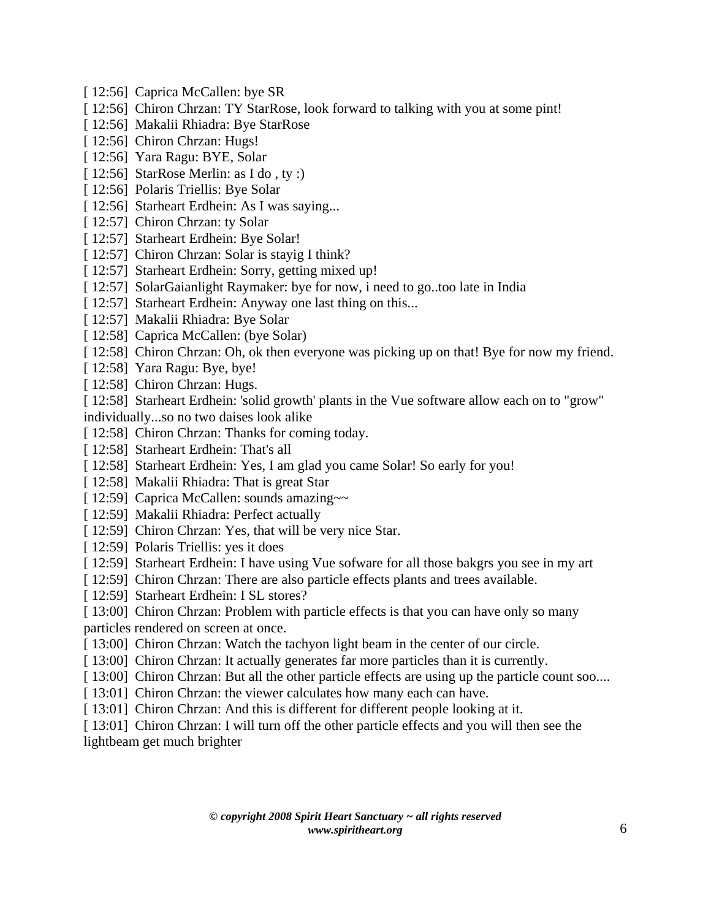[ 12:56]  Caprica McCallen: bye SR
[ 12:56]  Chiron Chrzan: TY StarRose, look forward to talking with you at some pint!
[ 12:56]  Makalii Rhiadra: Bye StarRose
[ 12:56]  Chiron Chrzan: Hugs!
[ 12:56]  Yara Ragu: BYE, Solar
[ 12:56]  StarRose Merlin: as I do , ty :)
[ 12:56]  Polaris Triellis: Bye Solar
[ 12:56]  Starheart Erdhein: As I was saying...
[ 12:57]  Chiron Chrzan: ty Solar
[ 12:57]  Starheart Erdhein: Bye Solar!
[ 12:57]  Chiron Chrzan: Solar is stayig I think?
[ 12:57]  Starheart Erdhein: Sorry, getting mixed up!
[ 12:57]  SolarGaianlight Raymaker: bye for now, i need to go..too late in India
[ 12:57]  Starheart Erdhein: Anyway one last thing on this...
[ 12:57]  Makalii Rhiadra: Bye Solar
[ 12:58]  Caprica McCallen: (bye Solar)
[ 12:58]  Chiron Chrzan: Oh, ok then everyone was picking up on that! Bye for now my friend.
[ 12:58]  Yara Ragu: Bye, bye!
[ 12:58]  Chiron Chrzan: Hugs.
[ 12:58]  Starheart Erdhein: 'solid growth' plants in the Vue software allow each on to "grow" individually...so no two daises look alike
[ 12:58]  Chiron Chrzan: Thanks for coming today.
[ 12:58]  Starheart Erdhein: That's all
[ 12:58]  Starheart Erdhein: Yes, I am glad you came Solar! So early for you!
[ 12:58]  Makalii Rhiadra: That is great Star
[ 12:59]  Caprica McCallen: sounds amazing~~
[ 12:59]  Makalii Rhiadra: Perfect actually
[ 12:59]  Chiron Chrzan: Yes, that will be very nice Star.
[ 12:59]  Polaris Triellis: yes it does
[ 12:59]  Starheart Erdhein: I have using Vue sofware for all those bakgrs you see in my art
[ 12:59]  Chiron Chrzan: There are also particle effects plants and trees available.
[ 12:59]  Starheart Erdhein: I SL stores?
[ 13:00]  Chiron Chrzan: Problem with particle effects is that you can have only so many particles rendered on screen at once.
[ 13:00]  Chiron Chrzan: Watch the tachyon light beam in the center of our circle.
[ 13:00]  Chiron Chrzan: It actually generates far more particles than it is currently.
[ 13:00]  Chiron Chrzan: But all the other particle effects are using up the particle count soo....
[ 13:01]  Chiron Chrzan: the viewer calculates how many each can have.
[ 13:01]  Chiron Chrzan: And this is different for different people looking at it.
[ 13:01]  Chiron Chrzan: I will turn off the other particle effects and you will then see the lightbeam get much brighter

*© copyright 2008 Spirit Heart Sanctuary ~ all rights reserved*
*www.spiritheart.org*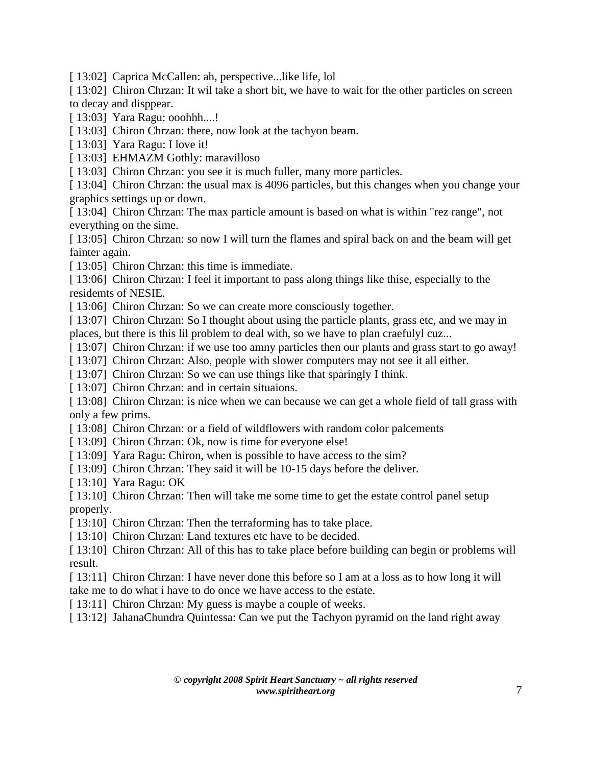[ 13:02]  Caprica McCallen: ah, perspective...like life, lol

[ 13:02]  Chiron Chrzan: It wil take a short bit, we have to wait for the other particles on screen to decay and disppear.

[ 13:03]  Yara Ragu: ooohhh....!

[ 13:03]  Chiron Chrzan: there, now look at the tachyon beam.

[ 13:03]  Yara Ragu: I love it!

[ 13:03]  EHMAZM Gothly: maravilloso

[ 13:03]  Chiron Chrzan: you see it is much fuller, many more particles.

[ 13:04]  Chiron Chrzan: the usual max is 4096 particles, but this changes when you change your graphics settings up or down.

[ 13:04]  Chiron Chrzan: The max particle amount is based on what is within "rez range", not everything on the sime.

[ 13:05]  Chiron Chrzan: so now I will turn the flames and spiral back on and the beam will get fainter again.

[ 13:05]  Chiron Chrzan: this time is immediate.

[ 13:06]  Chiron Chrzan: I feel it important to pass along things like thise, especially to the residemts of NESIE.

[ 13:06]  Chiron Chrzan: So we can create more consciously together.

[ 13:07]  Chiron Chrzan: So I thought about using the particle plants, grass etc, and we may in places, but there is this lil problem to deal with, so we have to plan craefulyl cuz...

[ 13:07]  Chiron Chrzan: if we use too amny particles then our plants and grass start to go away!

[ 13:07]  Chiron Chrzan: Also, people with slower computers may not see it all either.

[ 13:07]  Chiron Chrzan: So we can use things like that sparingly I think.

[ 13:07]  Chiron Chrzan: and in certain situaions.

[ 13:08]  Chiron Chrzan: is nice when we can because we can get a whole field of tall grass with only a few prims.

[ 13:08]  Chiron Chrzan: or a field of wildflowers with random color palcements

[ 13:09]  Chiron Chrzan: Ok, now is time for everyone else!

[ 13:09]  Yara Ragu: Chiron, when is possible to have access to the sim?

[ 13:09]  Chiron Chrzan: They said it will be 10-15 days before the deliver.

[ 13:10]  Yara Ragu: OK

[ 13:10]  Chiron Chrzan: Then will take me some time to get the estate control panel setup properly.

[ 13:10]  Chiron Chrzan: Then the terraforming has to take place.

[ 13:10]  Chiron Chrzan: Land textures etc have to be decided.

[ 13:10]  Chiron Chrzan: All of this has to take place before building can begin or problems will result.

[ 13:11]  Chiron Chrzan: I have never done this before so I am at a loss as to how long it will take me to do what i have to do once we have access to the estate.

[ 13:11]  Chiron Chrzan: My guess is maybe a couple of weeks.

[ 13:12]  JahanaChundra Quintessa: Can we put the Tachyon pyramid on the land right away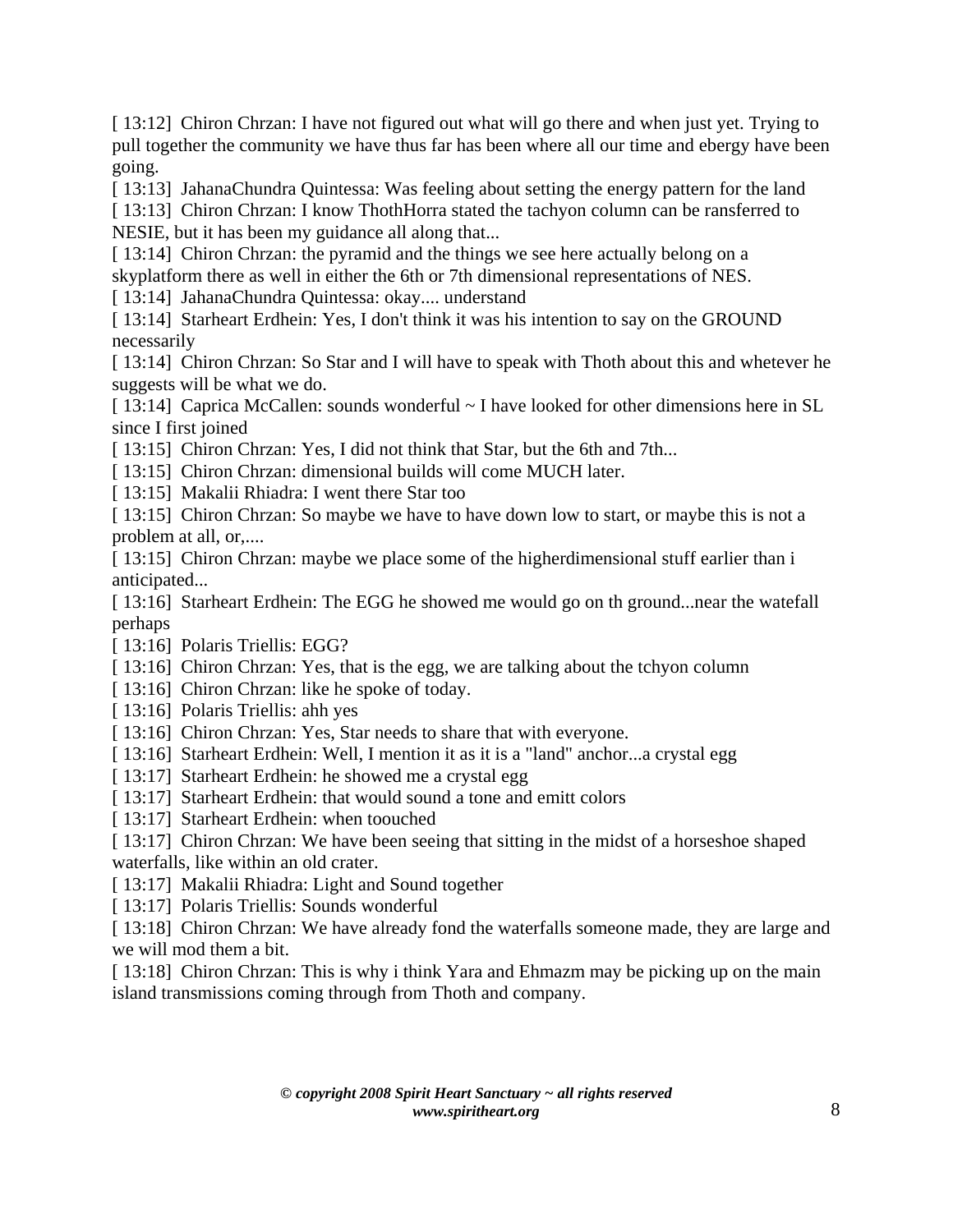[ 13:12]  Chiron Chrzan: I have not figured out what will go there and when just yet. Trying to pull together the community we have thus far has been where all our time and ebergy have been going.

[ 13:13]  JahanaChundra Quintessa: Was feeling about setting the energy pattern for the land

[ 13:13]  Chiron Chrzan: I know ThothHorra stated the tachyon column can be ransferred to NESIE, but it has been my guidance all along that...

[ 13:14]  Chiron Chrzan: the pyramid and the things we see here actually belong on a skyplatform there as well in either the 6th or 7th dimensional representations of NES.

[ 13:14]  JahanaChundra Quintessa: okay.... understand

[ 13:14]  Starheart Erdhein: Yes, I don't think it was his intention to say on the GROUND necessarily

[ 13:14]  Chiron Chrzan: So Star and I will have to speak with Thoth about this and whetever he suggests will be what we do.

[ 13:14]  Caprica McCallen: sounds wonderful ~ I have looked for other dimensions here in SL since I first joined

[ 13:15]  Chiron Chrzan: Yes, I did not think that Star, but the 6th and 7th...

[ 13:15]  Chiron Chrzan: dimensional builds will come MUCH later.

[ 13:15]  Makalii Rhiadra: I went there Star too

[ 13:15]  Chiron Chrzan: So maybe we have to have down low to start, or maybe this is not a problem at all, or,....

[ 13:15]  Chiron Chrzan: maybe we place some of the higherdimensional stuff earlier than i anticipated...

[ 13:16]  Starheart Erdhein: The EGG he showed me would go on th ground...near the watefall perhaps

[ 13:16]  Polaris Triellis: EGG?

[ 13:16]  Chiron Chrzan: Yes, that is the egg, we are talking about the tchyon column

[ 13:16]  Chiron Chrzan: like he spoke of today.

[ 13:16]  Polaris Triellis: ahh yes

[ 13:16]  Chiron Chrzan: Yes, Star needs to share that with everyone.

[ 13:16]  Starheart Erdhein: Well, I mention it as it is a "land" anchor...a crystal egg

[ 13:17]  Starheart Erdhein: he showed me a crystal egg

[ 13:17]  Starheart Erdhein: that would sound a tone and emitt colors

[ 13:17]  Starheart Erdhein: when toouched

[ 13:17]  Chiron Chrzan: We have been seeing that sitting in the midst of a horseshoe shaped waterfalls, like within an old crater.

[ 13:17]  Makalii Rhiadra: Light and Sound together

[ 13:17]  Polaris Triellis: Sounds wonderful

[ 13:18]  Chiron Chrzan: We have already fond the waterfalls someone made, they are large and we will mod them a bit.

[ 13:18]  Chiron Chrzan: This is why i think Yara and Ehmazm may be picking up on the main island transmissions coming through from Thoth and company.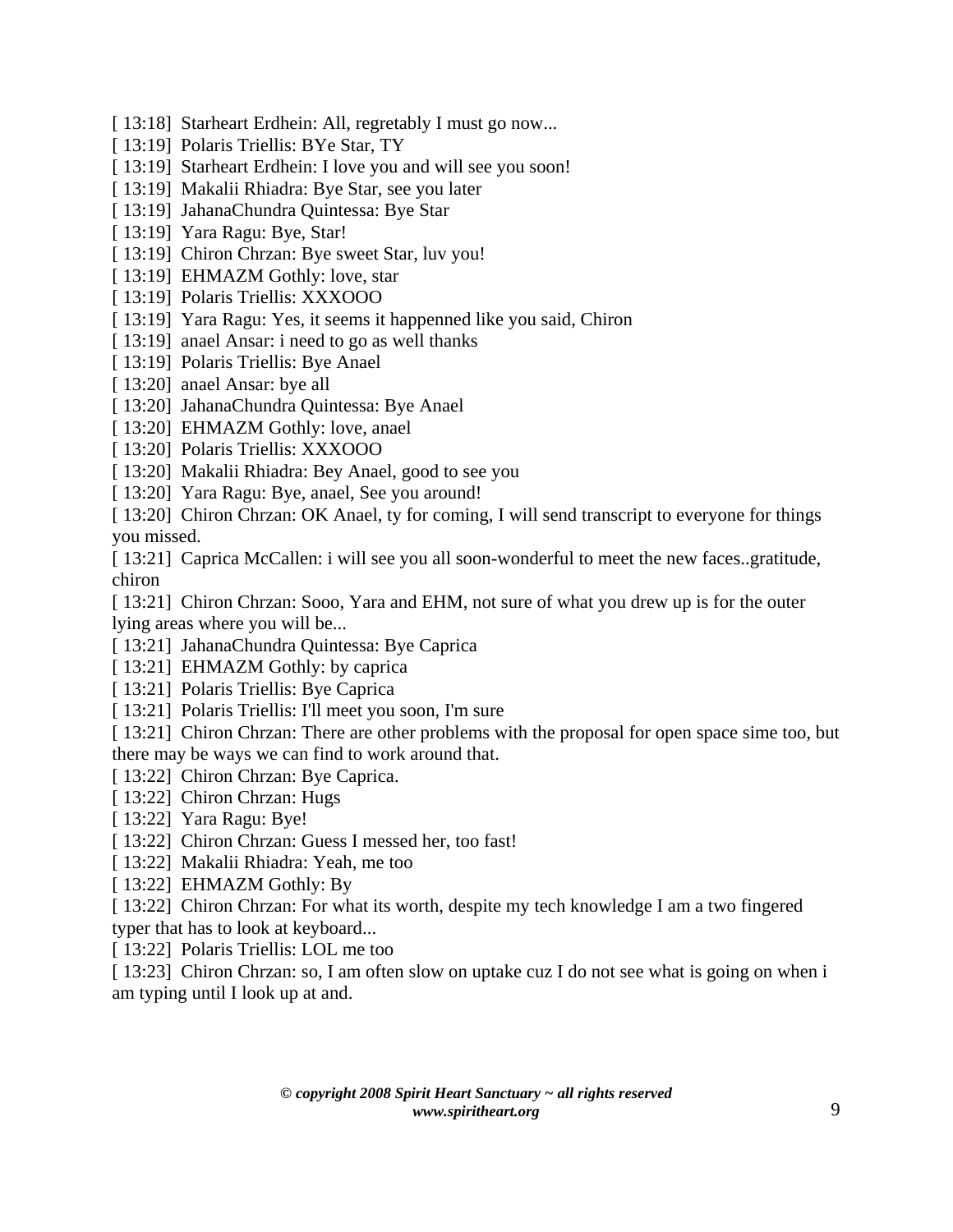[ 13:18] Starheart Erdhein: All, regretably I must go now...
[ 13:19] Polaris Triellis: BYe Star, TY
[ 13:19] Starheart Erdhein: I love you and will see you soon!
[ 13:19] Makalii Rhiadra: Bye Star, see you later
[ 13:19] JahanaChundra Quintessa: Bye Star
[ 13:19] Yara Ragu: Bye, Star!
[ 13:19] Chiron Chrzan: Bye sweet Star, luv you!
[ 13:19] EHMAZM Gothly: love, star
[ 13:19] Polaris Triellis: XXXOOO
[ 13:19] Yara Ragu: Yes, it seems it happenned like you said, Chiron
[ 13:19] anael Ansar: i need to go as well thanks
[ 13:19] Polaris Triellis: Bye Anael
[ 13:20] anael Ansar: bye all
[ 13:20] JahanaChundra Quintessa: Bye Anael
[ 13:20] EHMAZM Gothly: love, anael
[ 13:20] Polaris Triellis: XXXOOO
[ 13:20] Makalii Rhiadra: Bey Anael, good to see you
[ 13:20] Yara Ragu: Bye, anael, See you around!
[ 13:20] Chiron Chrzan: OK Anael, ty for coming, I will send transcript to everyone for things you missed.
[ 13:21] Caprica McCallen: i will see you all soon-wonderful to meet the new faces..gratitude, chiron
[ 13:21] Chiron Chrzan: Sooo, Yara and EHM, not sure of what you drew up is for the outer lying areas where you will be...
[ 13:21] JahanaChundra Quintessa: Bye Caprica
[ 13:21] EHMAZM Gothly: by caprica
[ 13:21] Polaris Triellis: Bye Caprica
[ 13:21] Polaris Triellis: I'll meet you soon, I'm sure
[ 13:21] Chiron Chrzan: There are other problems with the proposal for open space sime too, but there may be ways we can find to work around that.
[ 13:22] Chiron Chrzan: Bye Caprica.
[ 13:22] Chiron Chrzan: Hugs
[ 13:22] Yara Ragu: Bye!
[ 13:22] Chiron Chrzan: Guess I messed her, too fast!
[ 13:22] Makalii Rhiadra: Yeah, me too
[ 13:22] EHMAZM Gothly: By
[ 13:22] Chiron Chrzan: For what its worth, despite my tech knowledge I am a two fingered typer that has to look at keyboard...
[ 13:22] Polaris Triellis: LOL me too
[ 13:23] Chiron Chrzan: so, I am often slow on uptake cuz I do not see what is going on when i am typing until I look up at and.

*© copyright 2008 Spirit Heart Sanctuary ~ all rights reserved*
*www.spiritheart.org*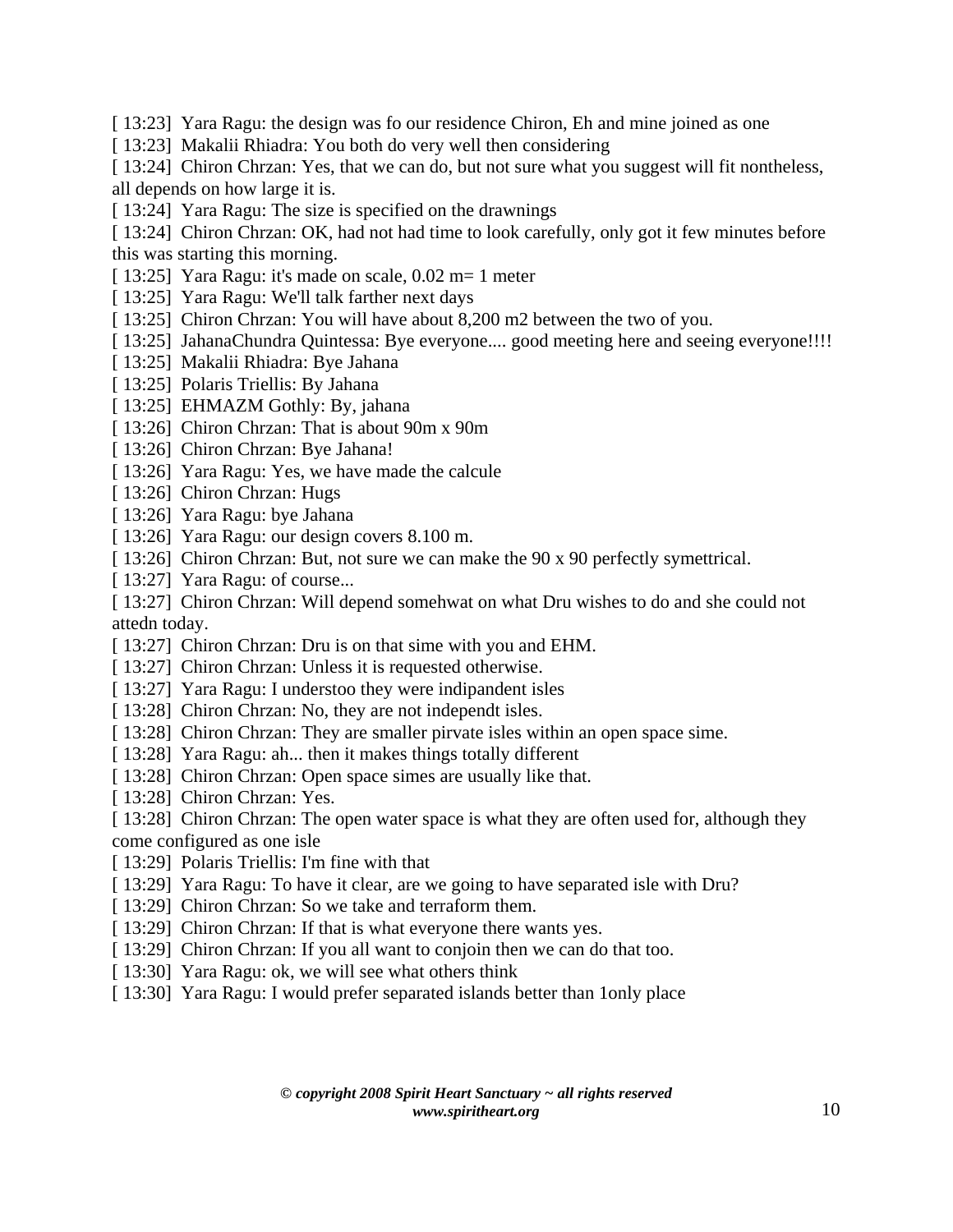[ 13:23] Yara Ragu: the design was fo our residence Chiron, Eh and mine joined as one

[ 13:23] Makalii Rhiadra: You both do very well then considering

[ 13:24] Chiron Chrzan: Yes, that we can do, but not sure what you suggest will fit nontheless, all depends on how large it is.

[ 13:24] Yara Ragu: The size is specified on the drawnings

[ 13:24] Chiron Chrzan: OK, had not had time to look carefully, only got it few minutes before this was starting this morning.

[ 13:25] Yara Ragu: it's made on scale, 0.02 m= 1 meter

[ 13:25] Yara Ragu: We'll talk farther next days

[ 13:25] Chiron Chrzan: You will have about 8,200 m2 between the two of you.

[ 13:25] JahanaChundra Quintessa: Bye everyone.... good meeting here and seeing everyone!!!!

[ 13:25] Makalii Rhiadra: Bye Jahana

[ 13:25] Polaris Triellis: By Jahana

[ 13:25] EHMAZM Gothly: By, jahana

[ 13:26] Chiron Chrzan: That is about 90m x 90m

[ 13:26] Chiron Chrzan: Bye Jahana!

[ 13:26] Yara Ragu: Yes, we have made the calcule

[ 13:26] Chiron Chrzan: Hugs

[ 13:26] Yara Ragu: bye Jahana

[ 13:26] Yara Ragu: our design covers 8.100 m.

[ 13:26] Chiron Chrzan: But, not sure we can make the 90 x 90 perfectly symettrical.

[ 13:27] Yara Ragu: of course...

[ 13:27] Chiron Chrzan: Will depend somehwat on what Dru wishes to do and she could not attedn today.

[ 13:27] Chiron Chrzan: Dru is on that sime with you and EHM.

[ 13:27] Chiron Chrzan: Unless it is requested otherwise.

[ 13:27] Yara Ragu: I understoo they were indipandent isles

[ 13:28] Chiron Chrzan: No, they are not independt isles.

[ 13:28] Chiron Chrzan: They are smaller pirvate isles within an open space sime.

[ 13:28] Yara Ragu: ah... then it makes things totally different

[ 13:28] Chiron Chrzan: Open space simes are usually like that.

[ 13:28] Chiron Chrzan: Yes.

[ 13:28] Chiron Chrzan: The open water space is what they are often used for, although they come configured as one isle

[ 13:29] Polaris Triellis: I'm fine with that

[ 13:29] Yara Ragu: To have it clear, are we going to have separated isle with Dru?

[ 13:29] Chiron Chrzan: So we take and terraform them.

[ 13:29] Chiron Chrzan: If that is what everyone there wants yes.

[ 13:29] Chiron Chrzan: If you all want to conjoin then we can do that too.

[ 13:30] Yara Ragu: ok, we will see what others think

[ 13:30] Yara Ragu: I would prefer separated islands better than 1only place

***© copyright 2008 Spirit Heart Sanctuary ~ all rights reserved***
***www.spiritheart.org***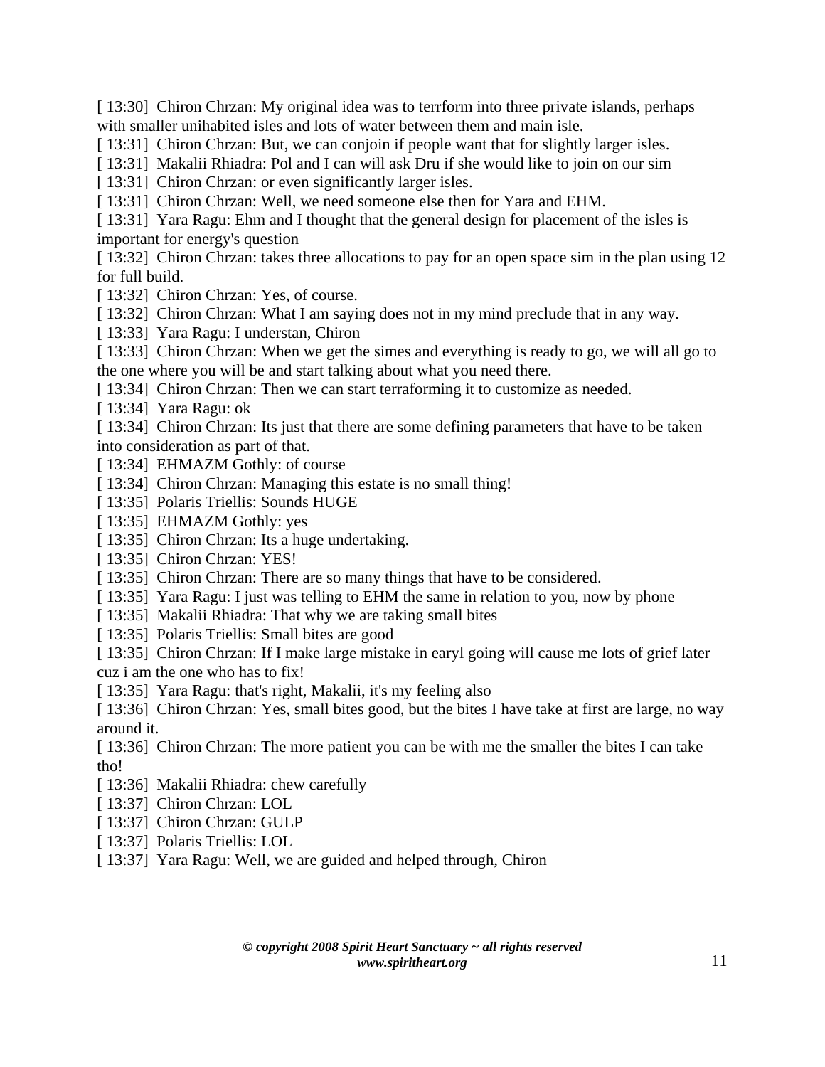[ 13:30]  Chiron Chrzan: My original idea was to terrform into three private islands, perhaps with smaller unihabited isles and lots of water between them and main isle.
[ 13:31]  Chiron Chrzan: But, we can conjoin if people want that for slightly larger isles.
[ 13:31]  Makalii Rhiadra: Pol and I can will ask Dru if she would like to join on our sim
[ 13:31]  Chiron Chrzan: or even significantly larger isles.
[ 13:31]  Chiron Chrzan: Well, we need someone else then for Yara and EHM.
[ 13:31]  Yara Ragu: Ehm and I thought that the general design for placement of the isles is important for energy's question
[ 13:32]  Chiron Chrzan: takes three allocations to pay for an open space sim in the plan using 12 for full build.
[ 13:32]  Chiron Chrzan: Yes, of course.
[ 13:32]  Chiron Chrzan: What I am saying does not in my mind preclude that in any way.
[ 13:33]  Yara Ragu: I understan, Chiron
[ 13:33]  Chiron Chrzan: When we get the simes and everything is ready to go, we will all go to the one where you will be and start talking about what you need there.
[ 13:34]  Chiron Chrzan: Then we can start terraforming it to customize as needed.
[ 13:34]  Yara Ragu: ok
[ 13:34]  Chiron Chrzan: Its just that there are some defining parameters that have to be taken into consideration as part of that.
[ 13:34]  EHMAZM Gothly: of course
[ 13:34]  Chiron Chrzan: Managing this estate is no small thing!
[ 13:35]  Polaris Triellis: Sounds HUGE
[ 13:35]  EHMAZM Gothly: yes
[ 13:35]  Chiron Chrzan: Its a huge undertaking.
[ 13:35]  Chiron Chrzan: YES!
[ 13:35]  Chiron Chrzan: There are so many things that have to be considered.
[ 13:35]  Yara Ragu: I just was telling to EHM the same in relation to you, now by phone
[ 13:35]  Makalii Rhiadra: That why we are taking small bites
[ 13:35]  Polaris Triellis: Small bites are good
[ 13:35]  Chiron Chrzan: If I make large mistake in earyl going will cause me lots of grief later cuz i am the one who has to fix!
[ 13:35]  Yara Ragu: that's right, Makalii, it's my feeling also
[ 13:36]  Chiron Chrzan: Yes, small bites good, but the bites I have take at first are large, no way around it.
[ 13:36]  Chiron Chrzan: The more patient you can be with me the smaller the bites I can take tho!
[ 13:36]  Makalii Rhiadra: chew carefully
[ 13:37]  Chiron Chrzan: LOL
[ 13:37]  Chiron Chrzan: GULP
[ 13:37]  Polaris Triellis: LOL
[ 13:37]  Yara Ragu: Well, we are guided and helped through, Chiron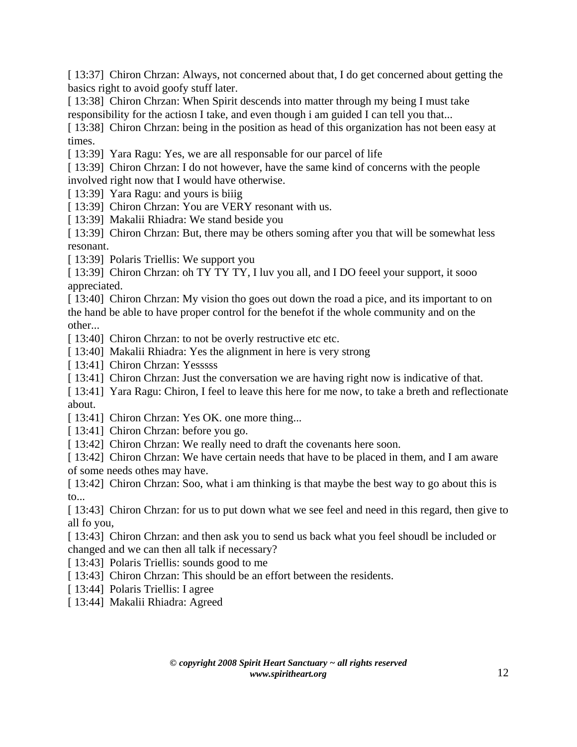[ 13:37] Chiron Chrzan: Always, not concerned about that, I do get concerned about getting the basics right to avoid goofy stuff later.

[ 13:38] Chiron Chrzan: When Spirit descends into matter through my being I must take responsibility for the actiosn I take, and even though i am guided I can tell you that...

[ 13:38] Chiron Chrzan: being in the position as head of this organization has not been easy at times.

[ 13:39] Yara Ragu: Yes, we are all responsable for our parcel of life

[ 13:39] Chiron Chrzan: I do not however, have the same kind of concerns with the people involved right now that I would have otherwise.

[ 13:39] Yara Ragu: and yours is biiig

[ 13:39] Chiron Chrzan: You are VERY resonant with us.

[ 13:39] Makalii Rhiadra: We stand beside you

[ 13:39] Chiron Chrzan: But, there may be others soming after you that will be somewhat less resonant.

[ 13:39] Polaris Triellis: We support you

[ 13:39] Chiron Chrzan: oh TY TY TY, I luv you all, and I DO feeel your support, it sooo appreciated.

[ 13:40] Chiron Chrzan: My vision tho goes out down the road a pice, and its important to on the hand be able to have proper control for the benefot if the whole community and on the other...

[ 13:40] Chiron Chrzan: to not be overly restructive etc etc.

[ 13:40] Makalii Rhiadra: Yes the alignment in here is very strong

[ 13:41] Chiron Chrzan: Yesssss

[ 13:41] Chiron Chrzan: Just the conversation we are having right now is indicative of that.

[ 13:41] Yara Ragu: Chiron, I feel to leave this here for me now, to take a breth and reflectionate about.

[ 13:41] Chiron Chrzan: Yes OK. one more thing...

[ 13:41] Chiron Chrzan: before you go.

[ 13:42] Chiron Chrzan: We really need to draft the covenants here soon.

[ 13:42] Chiron Chrzan: We have certain needs that have to be placed in them, and I am aware of some needs othes may have.

[ 13:42] Chiron Chrzan: Soo, what i am thinking is that maybe the best way to go about this is to...

[ 13:43] Chiron Chrzan: for us to put down what we see feel and need in this regard, then give to all fo you,

[ 13:43] Chiron Chrzan: and then ask you to send us back what you feel shoudl be included or changed and we can then all talk if necessary?

[ 13:43] Polaris Triellis: sounds good to me

[ 13:43] Chiron Chrzan: This should be an effort between the residents.

[ 13:44] Polaris Triellis: I agree

[ 13:44] Makalii Rhiadra: Agreed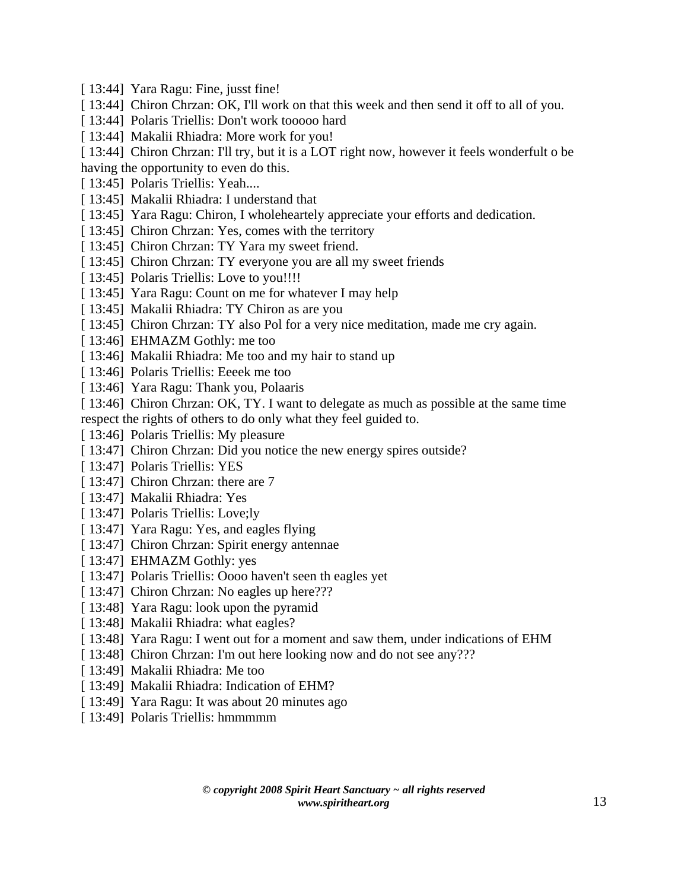[ 13:44]  Yara Ragu: Fine, jusst fine!
[ 13:44]  Chiron Chrzan: OK, I'll work on that this week and then send it off to all of you.
[ 13:44]  Polaris Triellis: Don't work tooooo hard
[ 13:44]  Makalii Rhiadra: More work for you!
[ 13:44]  Chiron Chrzan: I'll try, but it is a LOT right now, however it feels wonderfult o be having the opportunity to even do this.
[ 13:45]  Polaris Triellis: Yeah....
[ 13:45]  Makalii Rhiadra: I understand that
[ 13:45]  Yara Ragu: Chiron, I wholehearteLy appreciate your efforts and dedication.
[ 13:45]  Chiron Chrzan: Yes, comes with the territory
[ 13:45]  Chiron Chrzan: TY Yara my sweet friend.
[ 13:45]  Chiron Chrzan: TY everyone you are all my sweet friends
[ 13:45]  Polaris Triellis: Love to you!!!!
[ 13:45]  Yara Ragu: Count on me for whatever I may help
[ 13:45]  Makalii Rhiadra: TY Chiron as are you
[ 13:45]  Chiron Chrzan: TY also Pol for a very nice meditation, made me cry again.
[ 13:46]  EHMAZM Gothly: me too
[ 13:46]  Makalii Rhiadra: Me too and my hair to stand up
[ 13:46]  Polaris Triellis: Eeeek me too
[ 13:46]  Yara Ragu: Thank you, Polaaris
[ 13:46]  Chiron Chrzan: OK, TY. I want to delegate as much as possible at the same time respect the rights of others to do only what they feel guided to.
[ 13:46]  Polaris Triellis: My pleasure
[ 13:47]  Chiron Chrzan: Did you notice the new energy spires outside?
[ 13:47]  Polaris Triellis: YES
[ 13:47]  Chiron Chrzan: there are 7
[ 13:47]  Makalii Rhiadra: Yes
[ 13:47]  Polaris Triellis: Love;ly
[ 13:47]  Yara Ragu: Yes, and eagles flying
[ 13:47]  Chiron Chrzan: Spirit energy antennae
[ 13:47]  EHMAZM Gothly: yes
[ 13:47]  Polaris Triellis: Oooo haven't seen th eagles yet
[ 13:47]  Chiron Chrzan: No eagles up here???
[ 13:48]  Yara Ragu: look upon the pyramid
[ 13:48]  Makalii Rhiadra: what eagles?
[ 13:48]  Yara Ragu: I went out for a moment and saw them, under indications of EHM
[ 13:48]  Chiron Chrzan: I'm out here looking now and do not see any???
[ 13:49]  Makalii Rhiadra: Me too
[ 13:49]  Makalii Rhiadra: Indication of EHM?
[ 13:49]  Yara Ragu: It was about 20 minutes ago
[ 13:49]  Polaris Triellis: hmmmmm

***© copyright 2008 Spirit Heart Sanctuary ~ all rights reserved***
***www.spiritheart.org***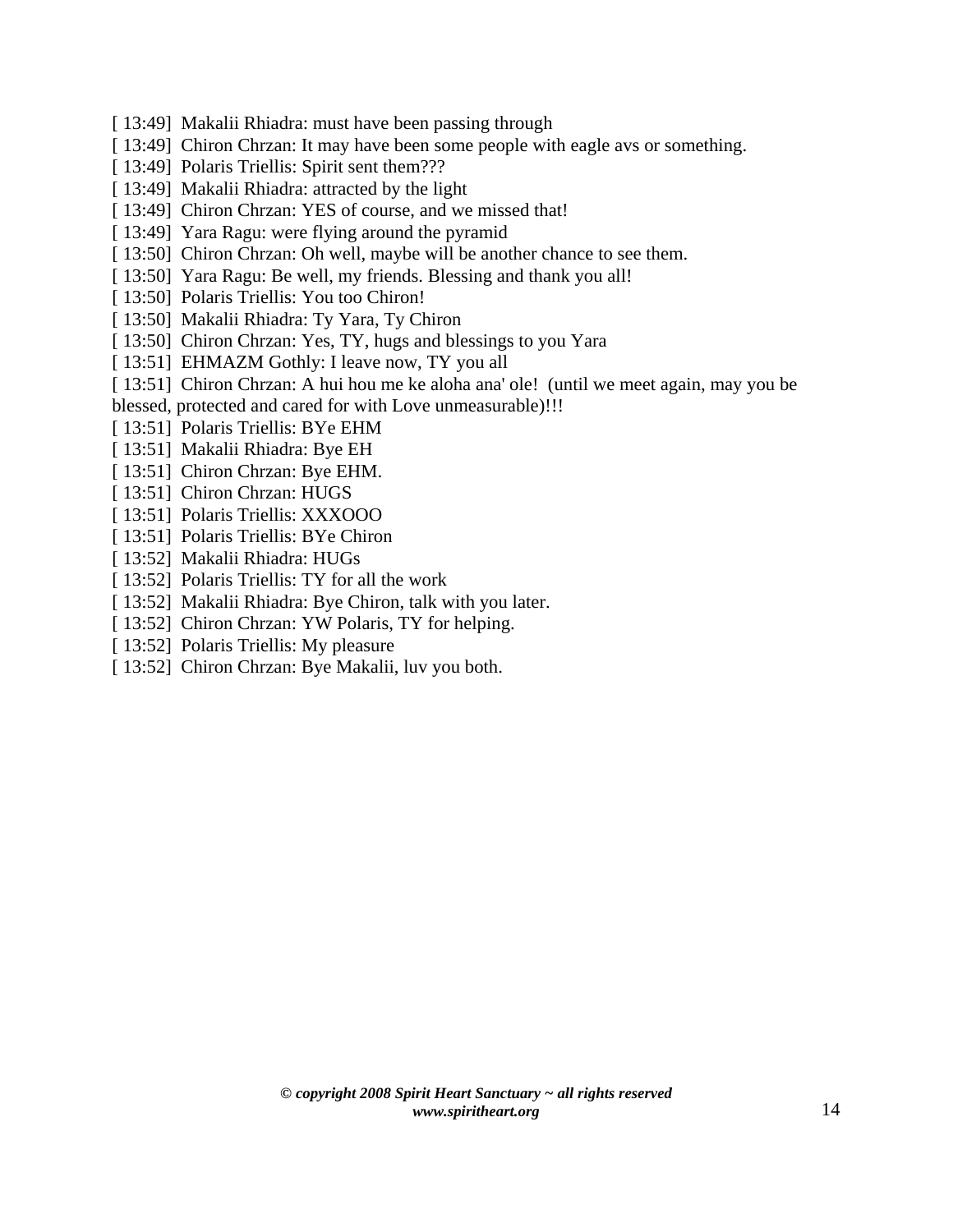[ 13:49]  Makalii Rhiadra: must have been passing through

[ 13:49]  Chiron Chrzan: It may have been some people with eagle avs or something.

[ 13:49]  Polaris Triellis: Spirit sent them???

[ 13:49]  Makalii Rhiadra: attracted by the light

[ 13:49]  Chiron Chrzan: YES of course, and we missed that!

[ 13:49]  Yara Ragu: were flying around the pyramid

[ 13:50]  Chiron Chrzan: Oh well, maybe will be another chance to see them.

[ 13:50]  Yara Ragu: Be well, my friends. Blessing and thank you all!

[ 13:50]  Polaris Triellis: You too Chiron!

[ 13:50]  Makalii Rhiadra: Ty Yara, Ty Chiron

[ 13:50]  Chiron Chrzan: Yes, TY, hugs and blessings to you Yara

[ 13:51]  EHMAZM Gothly: I leave now, TY you all

[ 13:51]  Chiron Chrzan: A hui hou me ke aloha ana' ole!  (until we meet again, may you be blessed, protected and cared for with Love unmeasurable)!!!

[ 13:51]  Polaris Triellis: BYe EHM

[ 13:51]  Makalii Rhiadra: Bye EH

[ 13:51]  Chiron Chrzan: Bye EHM.

[ 13:51]  Chiron Chrzan: HUGS

[ 13:51]  Polaris Triellis: XXXOOO

[ 13:51]  Polaris Triellis: BYe Chiron

[ 13:52]  Makalii Rhiadra: HUGs

[ 13:52]  Polaris Triellis: TY for all the work

[ 13:52]  Makalii Rhiadra: Bye Chiron, talk with you later.

[ 13:52]  Chiron Chrzan: YW Polaris, TY for helping.

[ 13:52]  Polaris Triellis: My pleasure

[ 13:52]  Chiron Chrzan: Bye Makalii, luv you both.